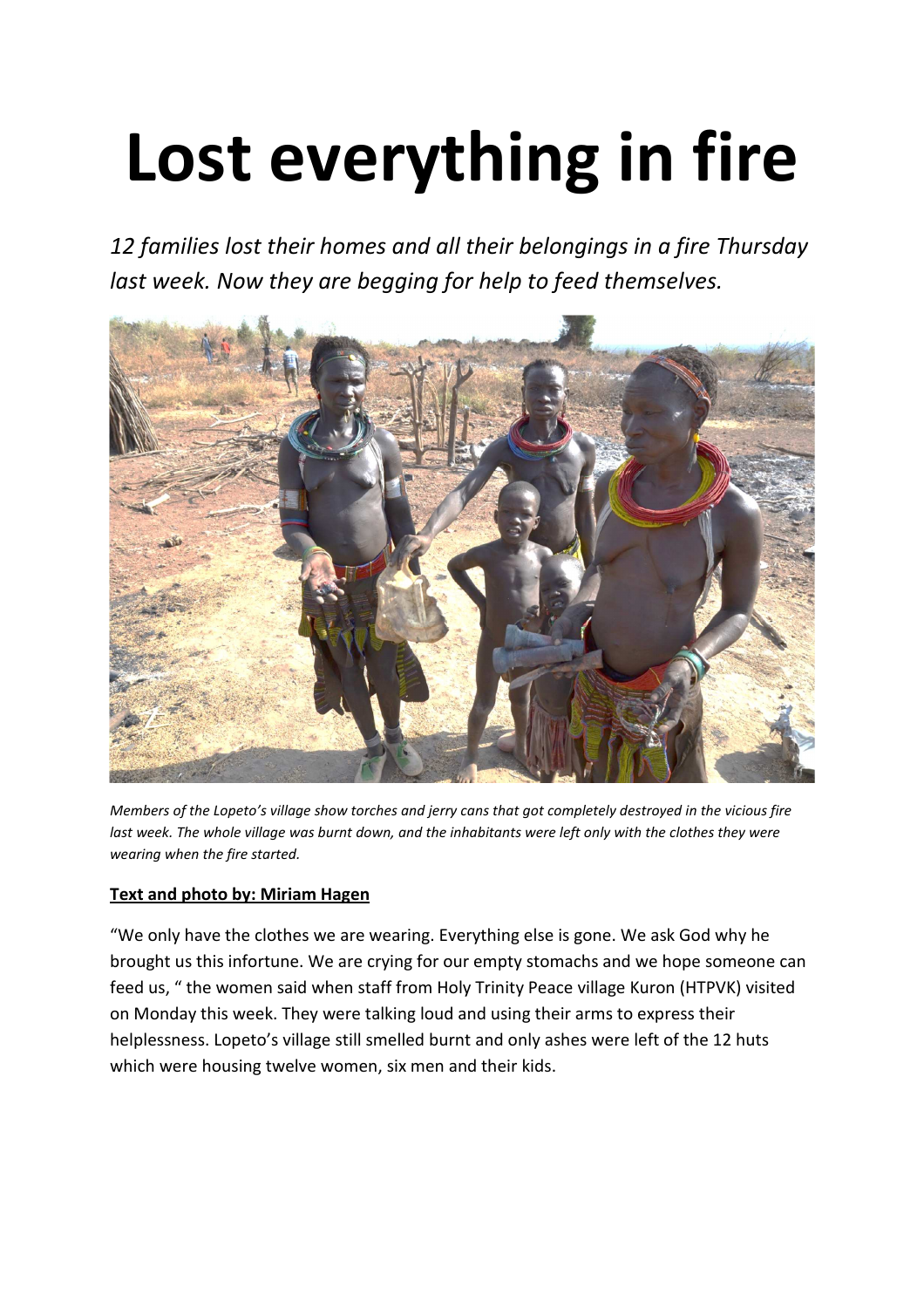# Lost everything in fire

*12 families lost their homes and all their belongings in a fire Thursday last week. Now they are begging for help to feed themselves.*

*Members of the Lopeto's village show torches and jerry cans that got completely destroyed in the vicious fire last week. The whole village was burnt down, and the inhabitants were left only with the clothes they were wearing when the fire started.*

**Text and photo by: Miriam Hagen**

"We only have the clothes we are wearing. Everything else is gone. We ask God why he brought us this infortune. We are crying for our empty stomachs and we hope someone can feed us, " the women said when staff from Holy Trinity Peace village Kuron (HTPVK) visited on Monday this week. They were talking loud and using their arms to express their helplessness. Lopeto's village still smelled burnt and only ashes were left of the 12 huts which were housing twelve women, six men and their kids.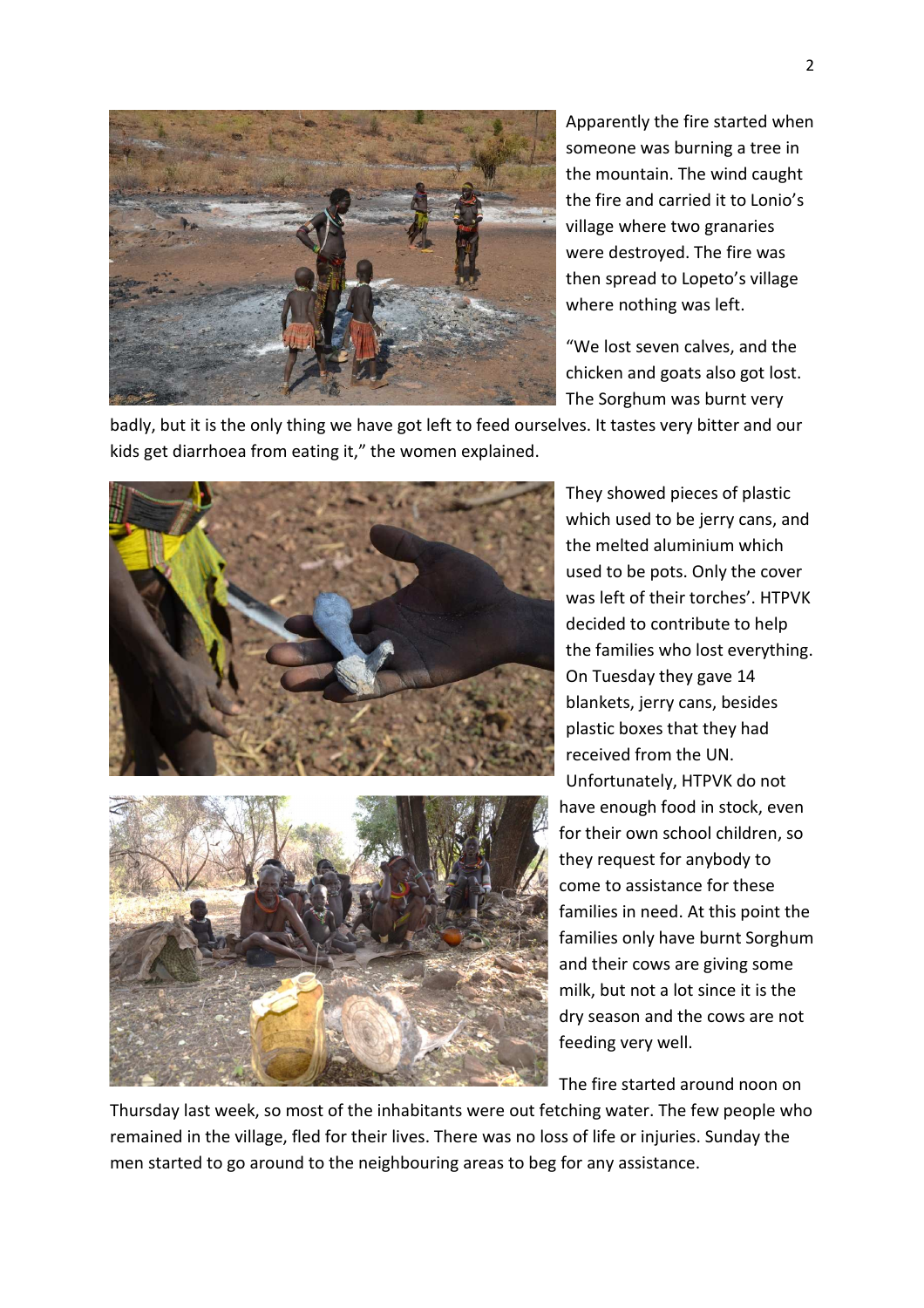Apparently the fire started when someone was burning a tree in the mountain. The wind caught the fire and carried it to Lonio's village where two granaries were destroyed. The fire was then spread to Lopeto's village where nothing was left.

"We lost seven calves, and the chicken and goats also got lost. The Sorghum was burnt very badly, but it is the only thing we have got left to feed ourselves. It tastes very bitter and our kids get diarrhoea from eating it," the women explained.

They showed pieces of plastic which used to be jerry cans, and the melted aluminium which used to be pots. Only the cover was left of their torches'. HTPVK decided to contribute to help the families who lost everything. On Tuesday they gave 14 blankets, jerry cans, besides plastic boxes that they had received from the UN. Unfortunately, HTPVK do not have enough food in stock, even for their own school children, so they request for anybody to come to assistance for these families in need. At this point the families only have burnt Sorghum and their cows are giving some milk, but not a lot since it is the dry season and the cows are not feeding very well.

The fire started around noon on Thursday last week, so most of the inhabitants were out fetching water. The few people who remained in the village, fled for their lives. There was no loss of life or injuries. Sunday the men started to go around to the neighbouring areas to beg for any assistance.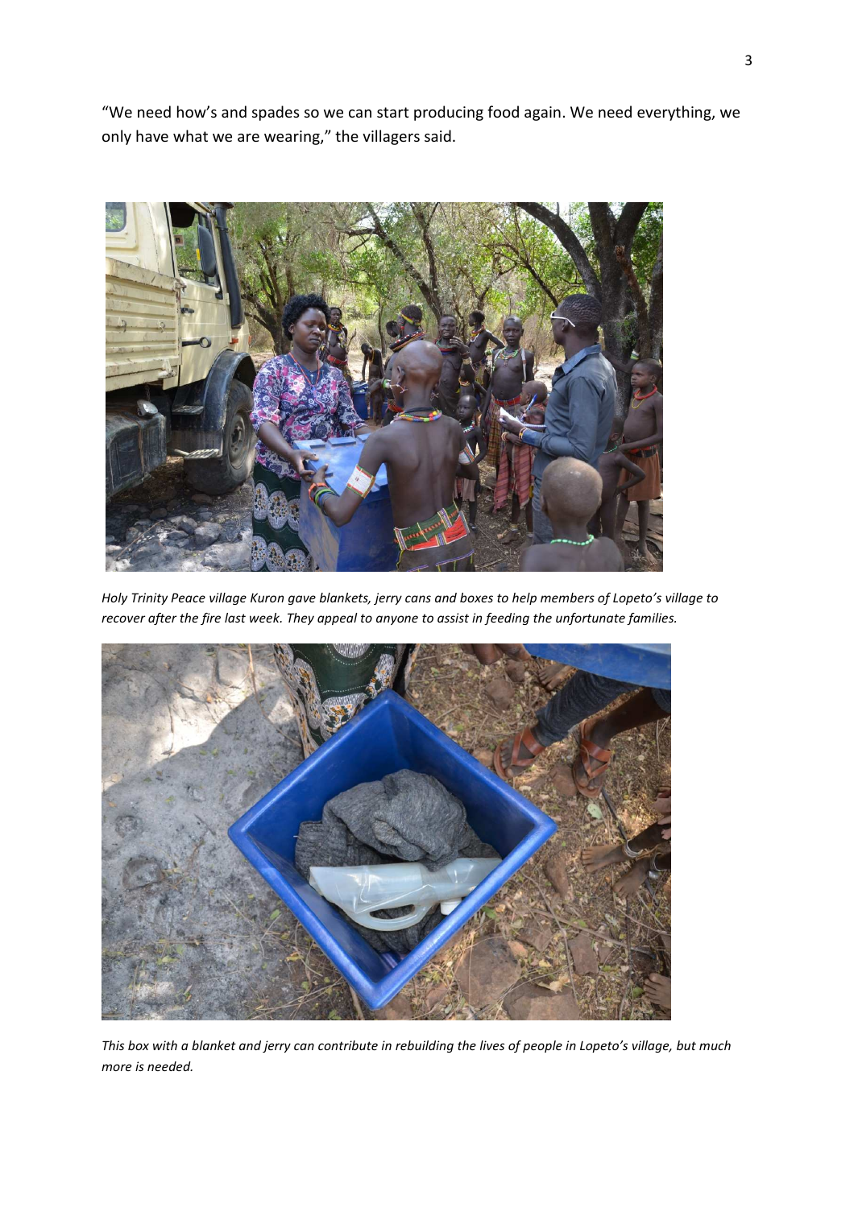"We need how's and spades so we can start producing food again. We need everything, we only have what we are wearing," the villagers said.

*Holy Trinity Peace village Kuron gave blankets, jerry cans and boxes to help members of Lopeto's village to recover after the fire last week. They appeal to anyone to assist in feeding the unfortunate families.*

*This box with a blanket and jerry can contribute in rebuilding the lives of people in Lopeto's village, but much more is needed.*